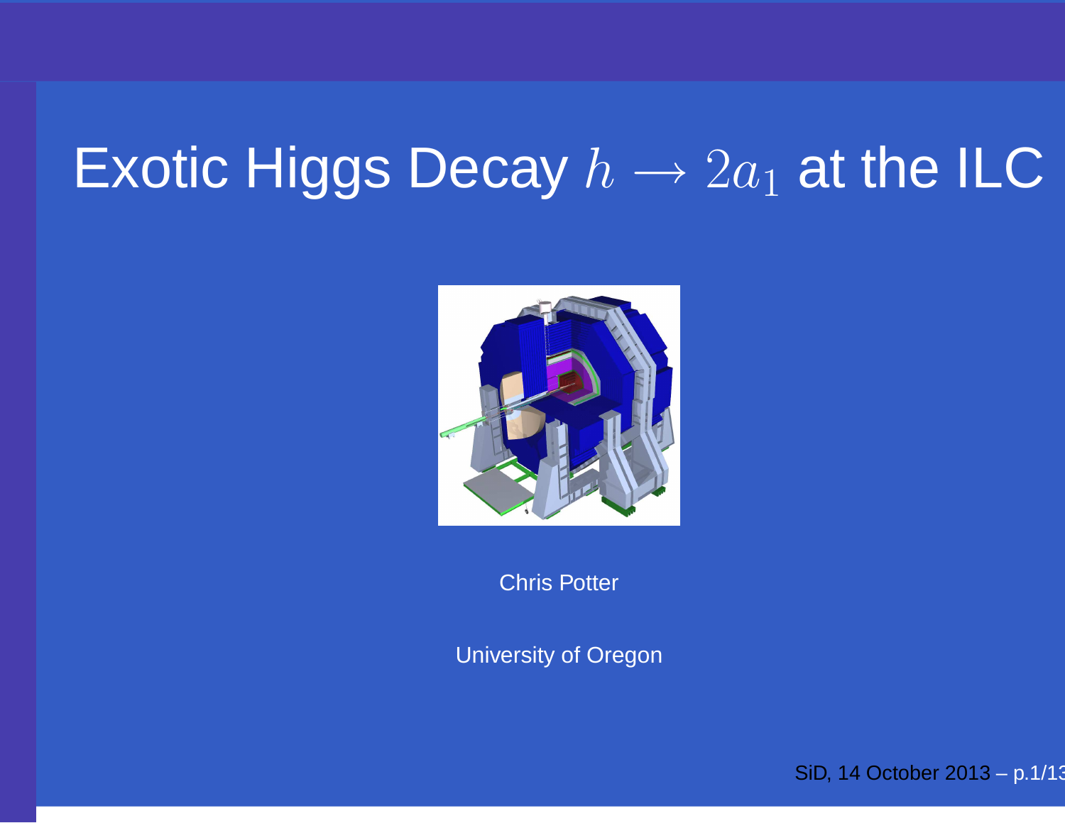# Exotic Higgs Decay $h \rightarrow 2a_1$ at the ILC

Chris Potter

University of Oregon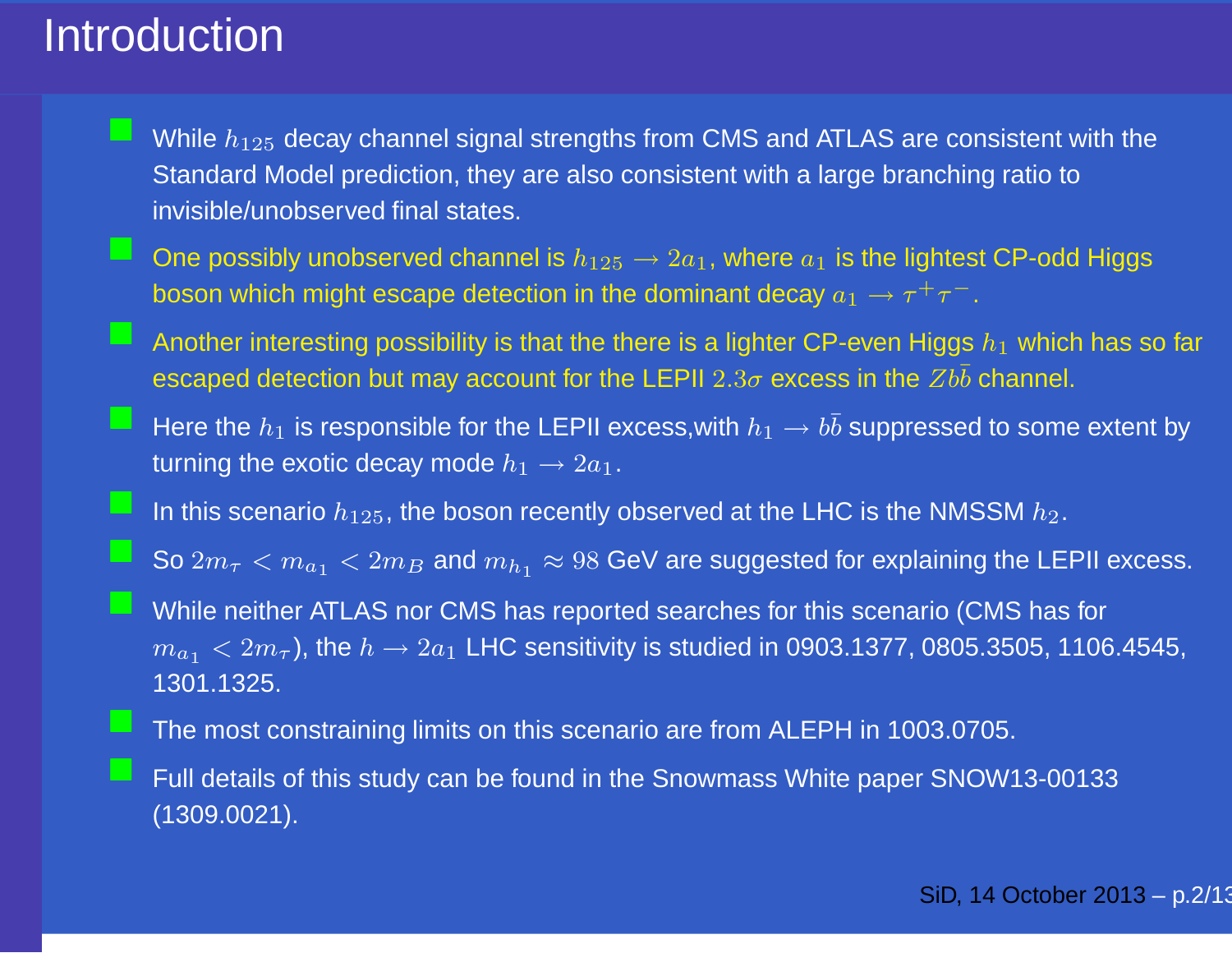# Introduction

- While $h_{125}$ decay channel signal strengths from CMS and ATLAS are consistent with the Standard Model prediction, they are also consistent with a large branching ratio to invisible/unobserved final states.
- One possibly unobserved channel is $h_{125} \rightarrow 2a_1$, where $a_1$ is the lightest CP-odd Higgs boson which might escape detection in the dominant decay $a_1 \rightarrow \tau^+\tau^-$.
- Another interesting possibility is that the there is a lighter CP-even Higgs $h_1$ which has so far escaped detection but may account for the LEPII $2.3\sigma$ excess in the $Zb\bar{b}$ channel.
- Here the $h_1$ is responsible for the LEPII excess,with $h_1 \rightarrow b\bar{b}$ suppressed to some extent by turning the exotic decay mode $h_1 \rightarrow 2a_1$.
- In this scenario $h_{125}$, the boson recently observed at the LHC is the NMSSM $h_2$.
- So $2m_\tau < m_{a_1} < 2m_B$ and $m_{h_1} \approx 98$ GeV are suggested for explaining the LEPII excess.
- While neither ATLAS nor CMS has reported searches for this scenario (CMS has for $m_{a_1} < 2m_\tau$), the $h \rightarrow 2a_1$ LHC sensitivity is studied in 0903.1377, 0805.3505, 1106.4545, 1301.1325.
- The most constraining limits on this scenario are from ALEPH in 1003.0705.
- Full details of this study can be found in the Snowmass White paper SNOW13-00133 (1309.0021).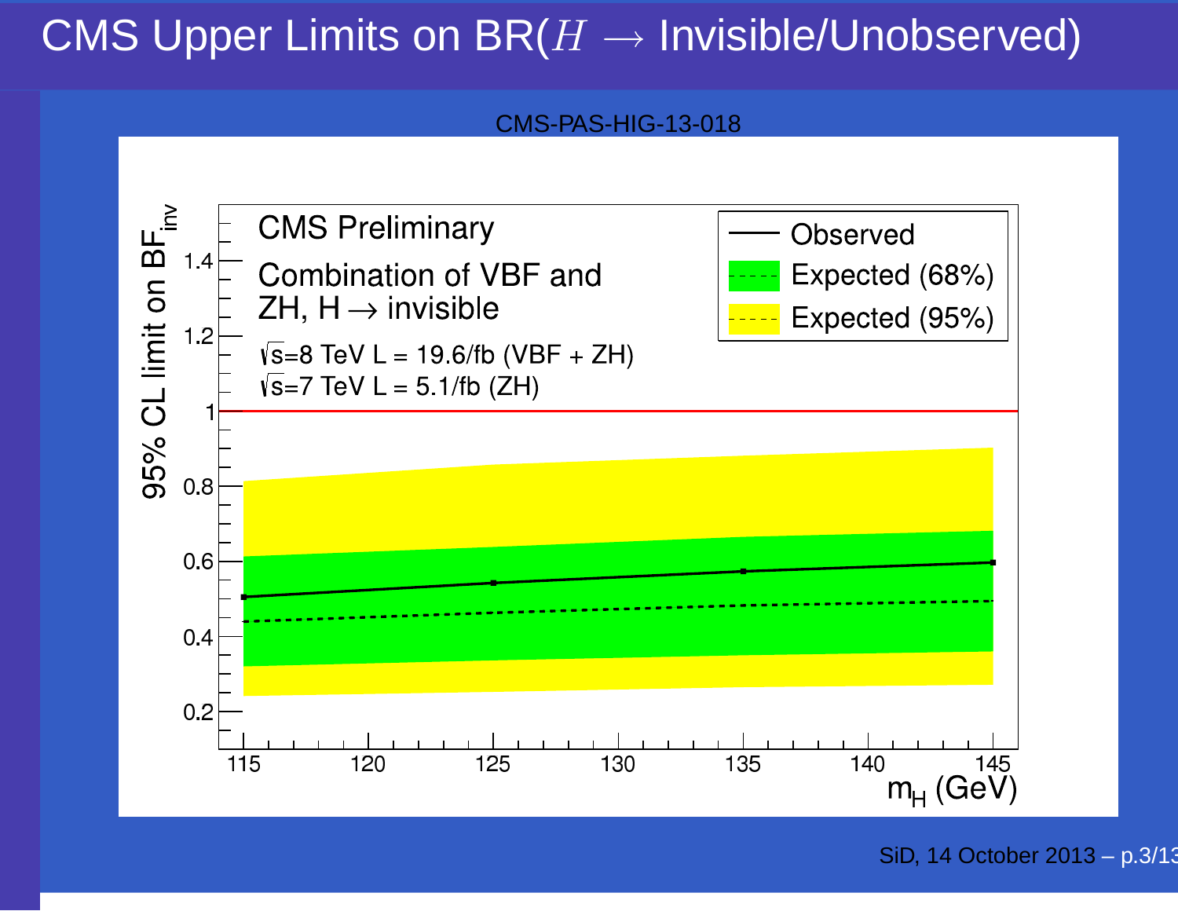# CMS Upper Limits on BR($H \rightarrow$ Invisible/Unobserved)

CMS-PAS-HIG-13-018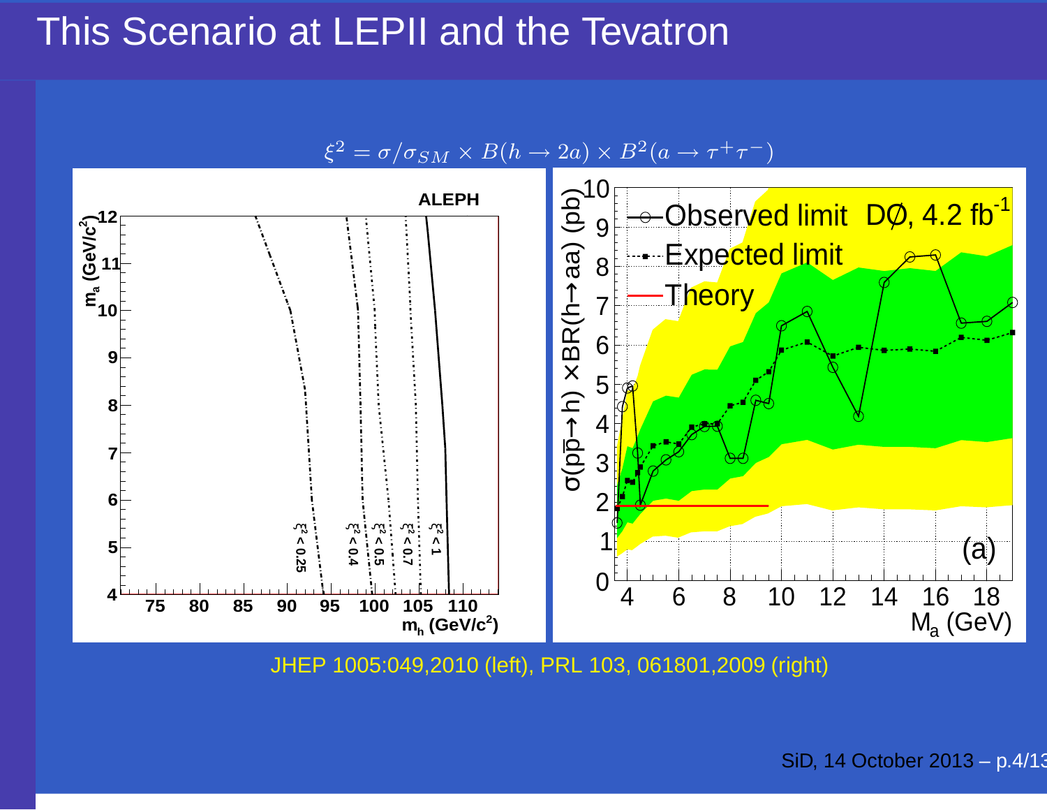# This Scenario at LEPII and the Tevatron

$$\xi^2 = \sigma/\sigma_{SM} \times B(h \to 2a) \times B^2(a \to \tau^+\tau^-)$$

JHEP 1005:049,2010 (left), PRL 103, 061801,2009 (right)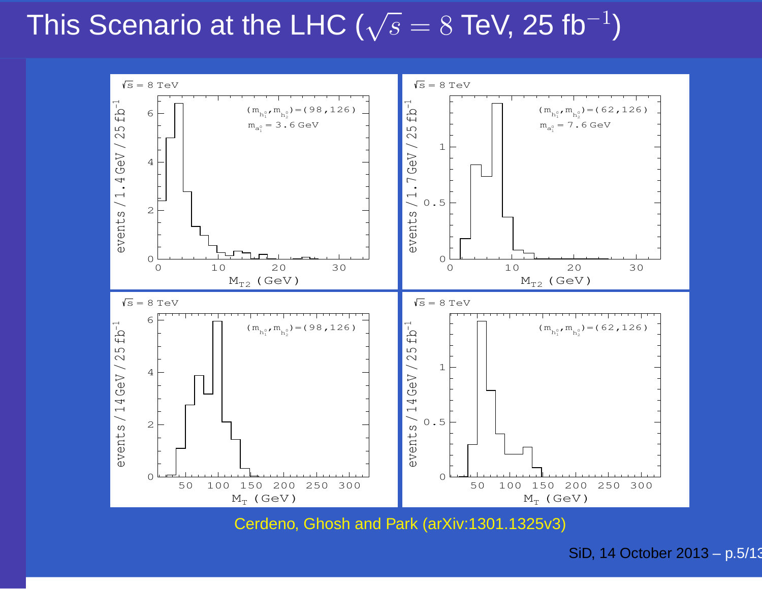# This Scenario at the LHC ($\sqrt{s} = 8$ TeV, 25 fb$^{-1}$)

Cerdeno, Ghosh and Park (arXiv:1301.1325v3)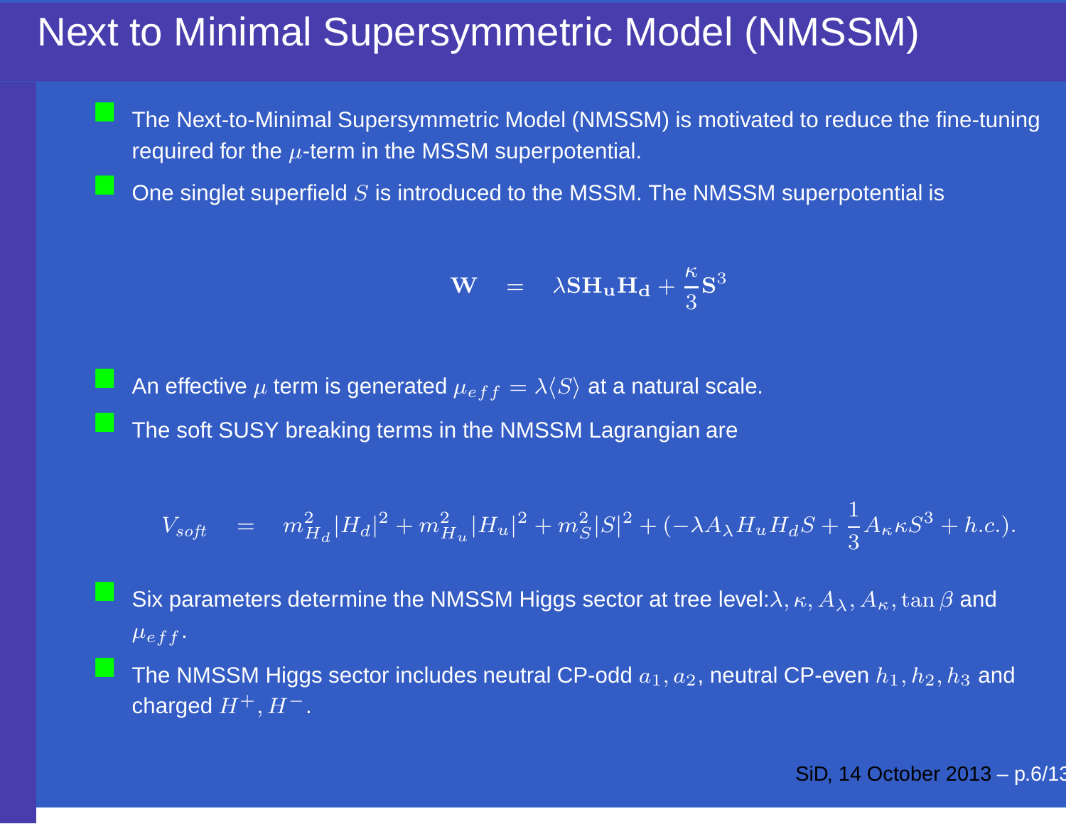# Next to Minimal Supersymmetric Model (NMSSM)

- The Next-to-Minimal Supersymmetric Model (NMSSM) is motivated to reduce the fine-tuning required for the $\mu$-term in the MSSM superpotential.
- One singlet superfield $S$ is introduced to the MSSM. The NMSSM superpotential is

$$\mathbf{W} \quad = \quad \lambda \mathbf{S} \mathbf{H_u} \mathbf{H_d} + \frac{\kappa}{3} \mathbf{S}^3$$

- An effective $\mu$ term is generated $\mu_{eff} = \lambda \langle S \rangle$ at a natural scale.
- The soft SUSY breaking terms in the NMSSM Lagrangian are

$$V_{soft} \quad = \quad m_{H_d}^2 |H_d|^2 + m_{H_u}^2 |H_u|^2 + m_S^2 |S|^2 + (-\lambda A_\lambda H_u H_d S + \frac{1}{3} A_\kappa \kappa S^3 + h.c.).$$

- Six parameters determine the NMSSM Higgs sector at tree level: $\lambda, \kappa, A_\lambda, A_\kappa, \tan\beta$ and $\mu_{eff}$.
- The NMSSM Higgs sector includes neutral CP-odd $a_1, a_2$, neutral CP-even $h_1, h_2, h_3$ and charged $H^+, H^-$.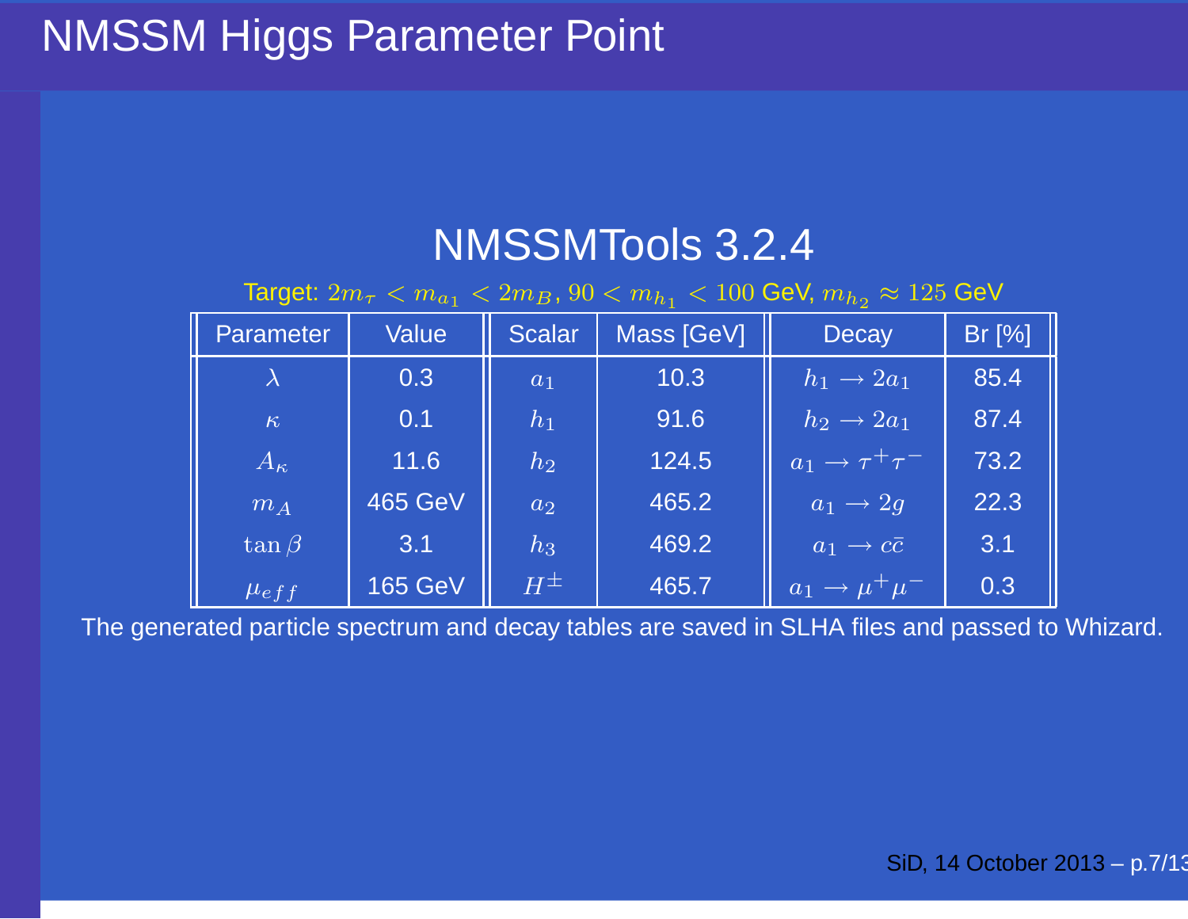# NMSSM Higgs Parameter Point

## NMSSMTools 3.2.4

Target: $2m_\tau < m_{a_1} < 2m_B$, $90 < m_{h_1} < 100$ GeV, $m_{h_2} \approx 125$ GeV

| Parameter | Value | Scalar | Mass [GeV] | Decay | Br [%] |
|---|---|---|---|---|---|
| $\lambda$ | 0.3 | $a_1$ | 10.3 | $h_1 \to 2a_1$ | 85.4 |
| $\kappa$ | 0.1 | $h_1$ | 91.6 | $h_2 \to 2a_1$ | 87.4 |
| $A_\kappa$ | 11.6 | $h_2$ | 124.5 | $a_1 \to \tau^+\tau^-$ | 73.2 |
| $m_A$ | 465 GeV | $a_2$ | 465.2 | $a_1 \to 2g$ | 22.3 |
| $\tan\beta$ | 3.1 | $h_3$ | 469.2 | $a_1 \to c\bar{c}$ | 3.1 |
| $\mu_{eff}$ | 165 GeV | $H^\pm$ | 465.7 | $a_1 \to \mu^+\mu^-$ | 0.3 |

The generated particle spectrum and decay tables are saved in SLHA files and passed to Whizard.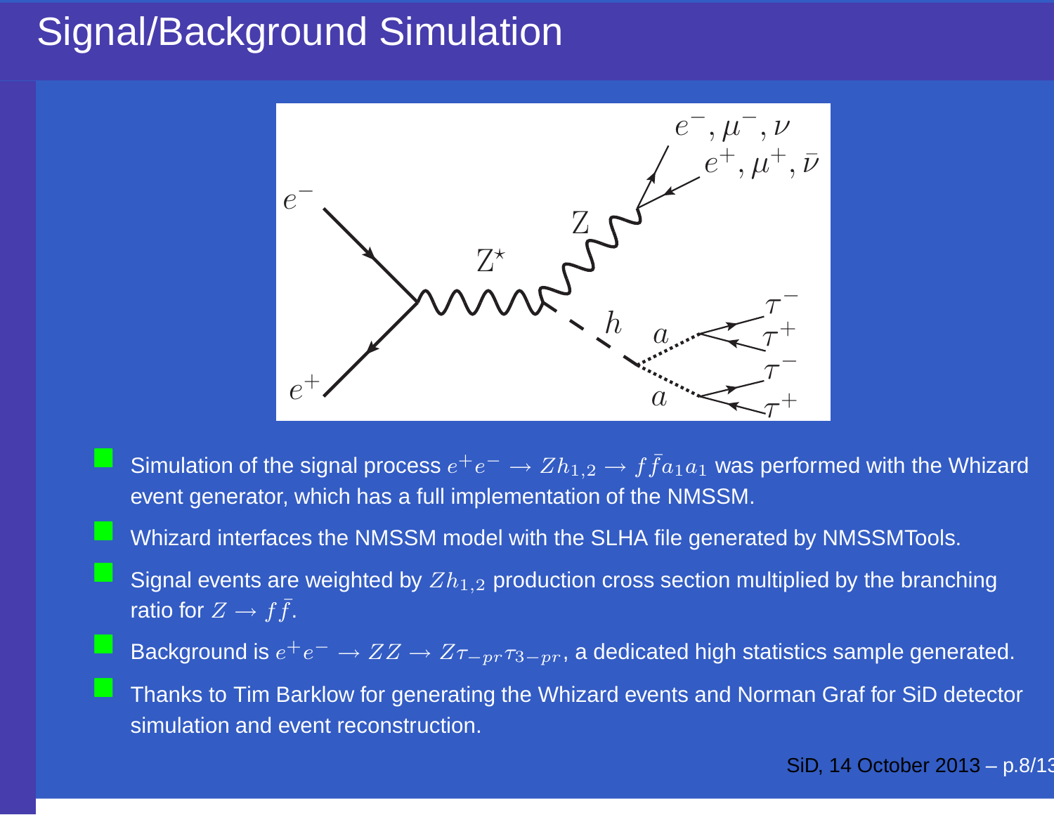# Signal/Background Simulation

- Simulation of the signal process $e^+e^- \rightarrow Zh_{1,2} \rightarrow f\bar{f}a_1a_1$ was performed with the Whizard event generator, which has a full implementation of the NMSSM.
- Whizard interfaces the NMSSM model with the SLHA file generated by NMSSMTools.
- Signal events are weighted by $Zh_{1,2}$ production cross section multiplied by the branching ratio for $Z \rightarrow f\bar{f}$.
- Background is $e^+e^- \rightarrow ZZ \rightarrow Z\tau_{-pr}\tau_{3-pr}$, a dedicated high statistics sample generated.
- Thanks to Tim Barklow for generating the Whizard events and Norman Graf for SiD detector simulation and event reconstruction.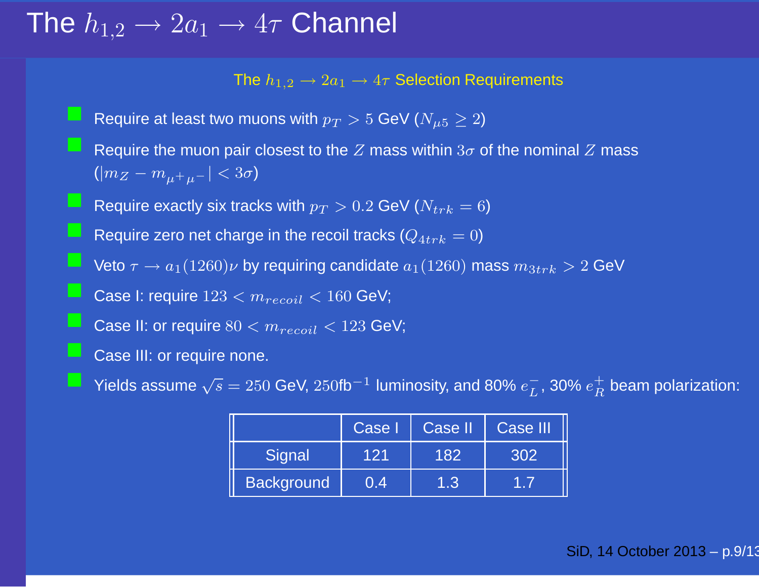# The $h_{1,2} \to 2a_1 \to 4\tau$ Channel

## The $h_{1,2} \to 2a_1 \to 4\tau$ Selection Requirements

- Require at least two muons with $p_T > 5$ GeV ($N_{\mu 5} \geq 2$)
- Require the muon pair closest to the $Z$ mass within $3\sigma$ of the nominal $Z$ mass ($|m_Z - m_{\mu^+\mu^-}| < 3\sigma$)
- Require exactly six tracks with $p_T > 0.2$ GeV ($N_{trk} = 6$)
- Require zero net charge in the recoil tracks ($Q_{4trk} = 0$)
- Veto $\tau \to a_1(1260)\nu$ by requiring candidate $a_1(1260)$ mass $m_{3trk} > 2$ GeV
- Case I: require $123 < m_{recoil} < 160$ GeV;
- Case II: or require $80 < m_{recoil} < 123$ GeV;
- Case III: or require none.
- Yields assume $\sqrt{s} = 250$ GeV, $250\text{fb}^{-1}$ luminosity, and 80% $e_L^-$, 30% $e_R^+$ beam polarization:

| | Case I | Case II | Case III |
|---|---|---|---|
| Signal | 121 | 182 | 302 |
| Background | 0.4 | 1.3 | 1.7 |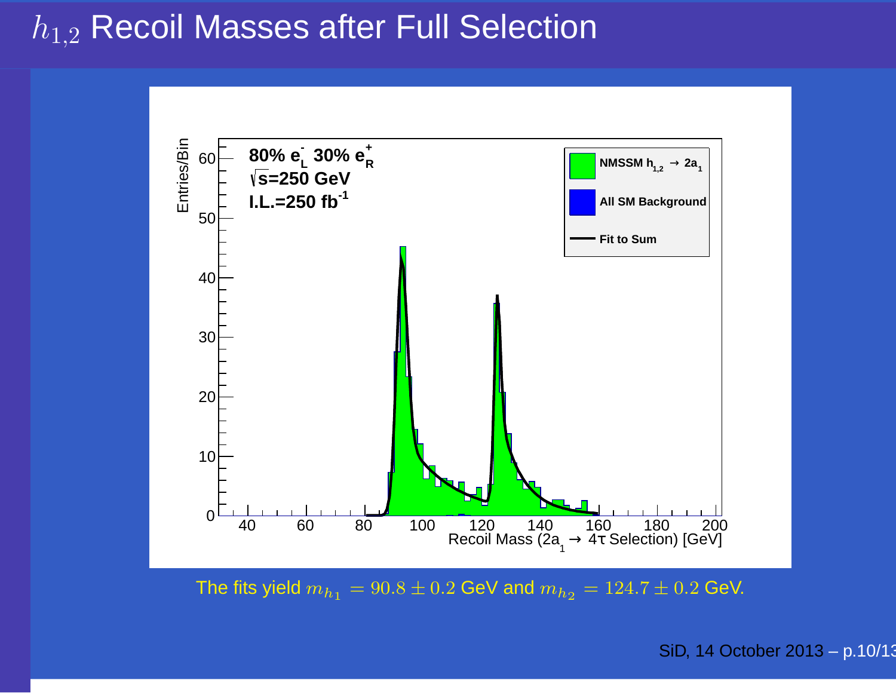# $h_{1,2}$ Recoil Masses after Full Selection

The fits yield $m_{h_1} = 90.8 \pm 0.2$ GeV and $m_{h_2} = 124.7 \pm 0.2$ GeV.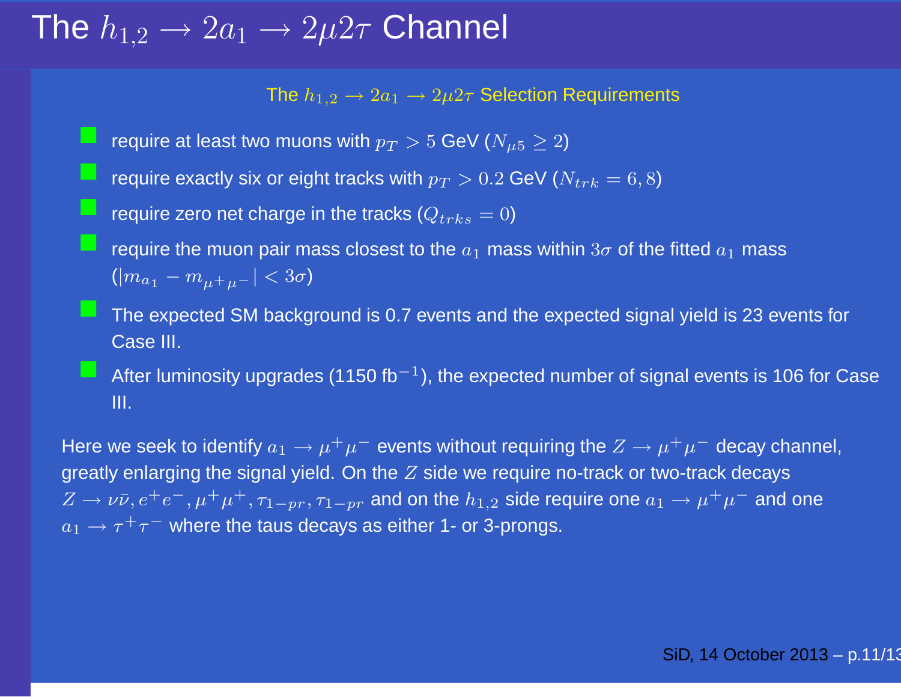# The $h_{1,2} \to 2a_1 \to 2\mu 2\tau$ Channel

## The $h_{1,2} \to 2a_1 \to 2\mu 2\tau$ Selection Requirements

- require at least two muons with $p_T > 5$ GeV ($N_{\mu 5} \geq 2$)
- require exactly six or eight tracks with $p_T > 0.2$ GeV ($N_{trk} = 6, 8$)
- require zero net charge in the tracks ($Q_{trks} = 0$)
- require the muon pair mass closest to the $a_1$ mass within $3\sigma$ of the fitted $a_1$ mass ($|m_{a_1} - m_{\mu^+\mu^-}| < 3\sigma$)
- The expected SM background is 0.7 events and the expected signal yield is 23 events for Case III.
- After luminosity upgrades (1150 fb$^{-1}$), the expected number of signal events is 106 for Case III.

Here we seek to identify $a_1 \to \mu^+\mu^-$ events without requiring the $Z \to \mu^+\mu^-$ decay channel, greatly enlarging the signal yield. On the $Z$ side we require no-track or two-track decays $Z \to \nu\bar{\nu}, e^+e^-, \mu^+\mu^+, \tau_{1-pr}, \tau_{1-pr}$ and on the $h_{1,2}$ side require one $a_1 \to \mu^+\mu^-$ and one $a_1 \to \tau^+\tau^-$ where the taus decays as either 1- or 3-prongs.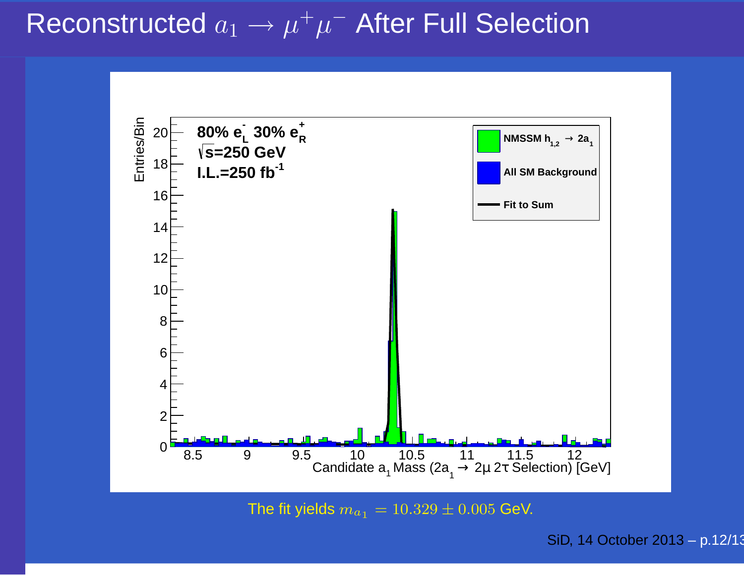# Reconstructed $a_1 \to \mu^+\mu^-$ After Full Selection

The fit yields $m_{a_1} = 10.329 \pm 0.005$ GeV.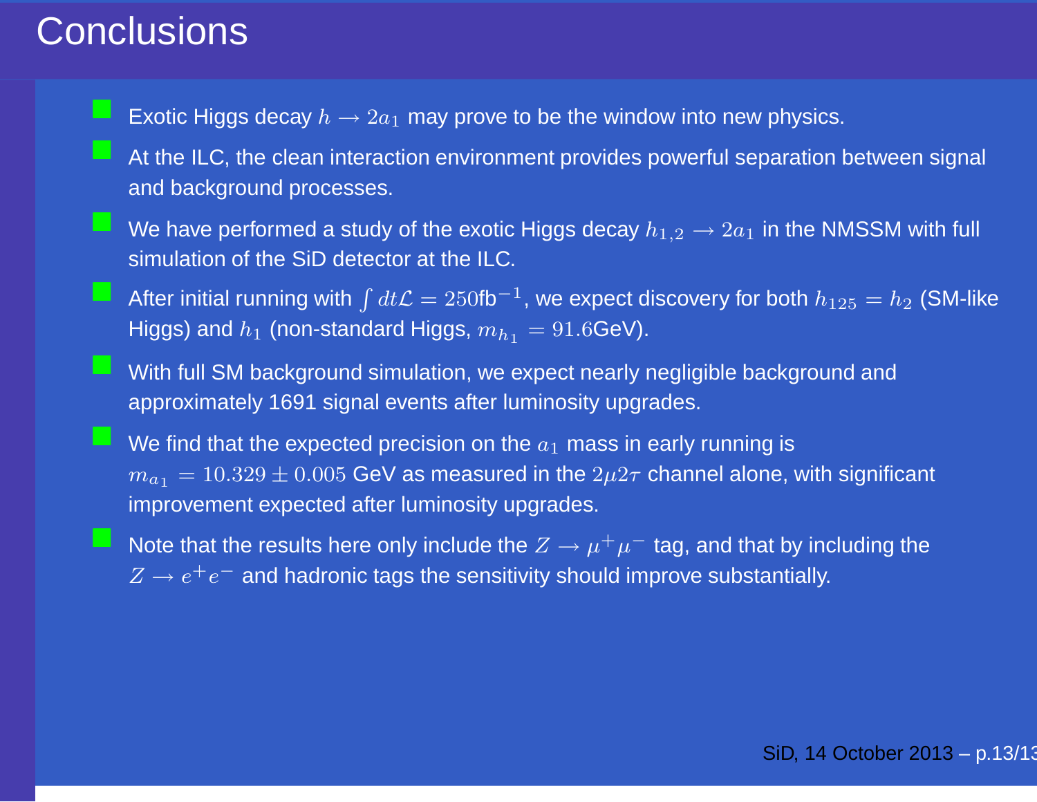# Conclusions

- Exotic Higgs decay $h \to 2a_1$ may prove to be the window into new physics.
- At the ILC, the clean interaction environment provides powerful separation between signal and background processes.
- We have performed a study of the exotic Higgs decay $h_{1,2} \to 2a_1$ in the NMSSM with full simulation of the SiD detector at the ILC.
- After initial running with $\int dt\mathcal{L} = 250\text{fb}^{-1}$, we expect discovery for both $h_{125} = h_2$ (SM-like Higgs) and $h_1$ (non-standard Higgs, $m_{h_1} = 91.6\text{GeV}$).
- With full SM background simulation, we expect nearly negligible background and approximately 1691 signal events after luminosity upgrades.
- We find that the expected precision on the $a_1$ mass in early running is $m_{a_1} = 10.329 \pm 0.005$ GeV as measured in the $2\mu 2\tau$ channel alone, with significant improvement expected after luminosity upgrades.
- Note that the results here only include the $Z \to \mu^+\mu^-$ tag, and that by including the $Z \to e^+e^-$ and hadronic tags the sensitivity should improve substantially.